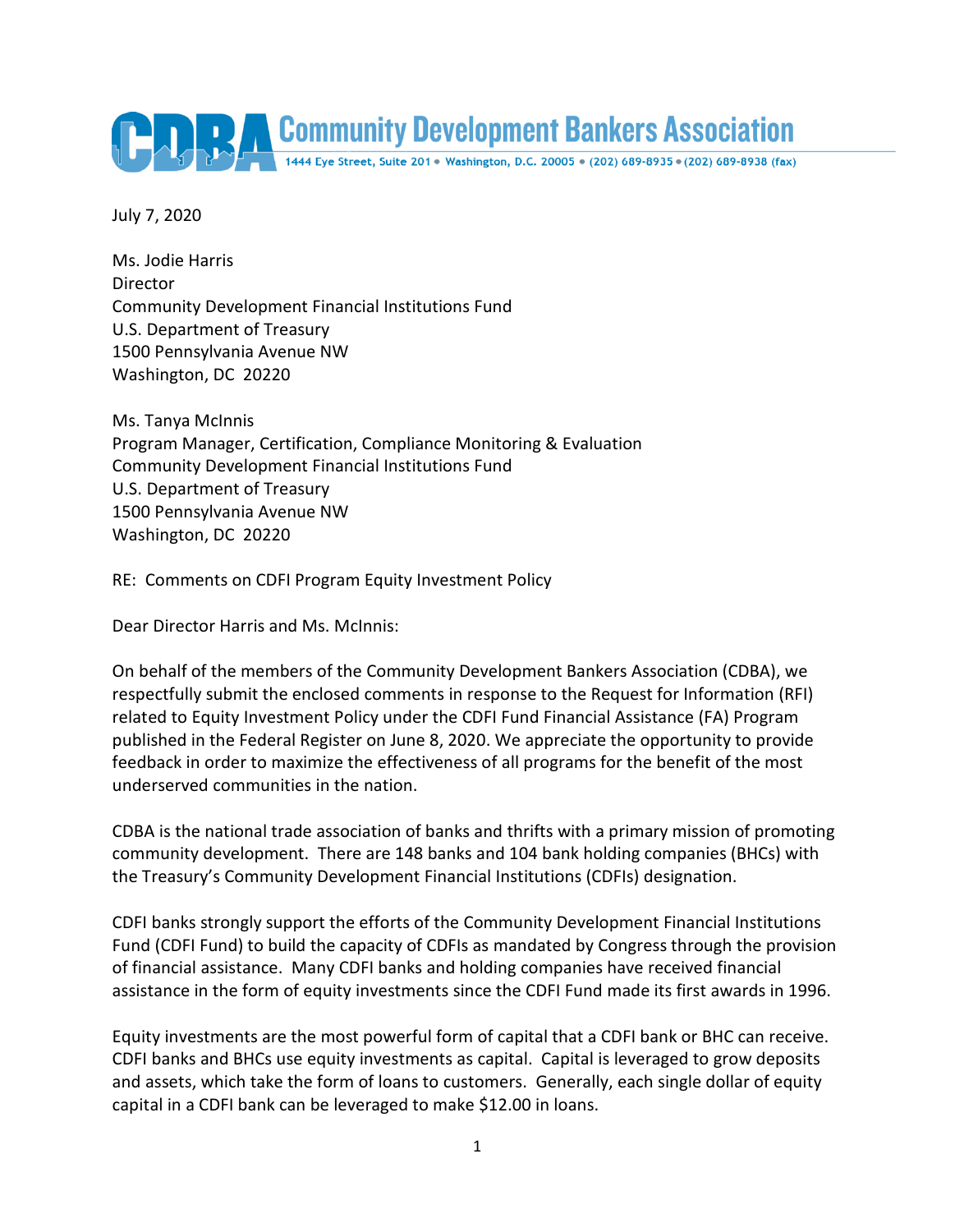# Community Development Bankers Association

1444 Eye Street, Suite 201 • Washington, D.C. 20005 • (202) 689-8935 • (202) 689-8938 (fax)

July 7, 2020

Ms. Jodie Harris  
Director  
Community Development Financial Institutions Fund  
U.S. Department of Treasury  
1500 Pennsylvania Avenue NW  
Washington, DC 20220

Ms. Tanya McInnis  
Program Manager, Certification, Compliance Monitoring & Evaluation  
Community Development Financial Institutions Fund  
U.S. Department of Treasury  
1500 Pennsylvania Avenue NW  
Washington, DC 20220

RE: Comments on CDFI Program Equity Investment Policy

Dear Director Harris and Ms. McInnis:

On behalf of the members of the Community Development Bankers Association (CDBA), we respectfully submit the enclosed comments in response to the Request for Information (RFI) related to Equity Investment Policy under the CDFI Fund Financial Assistance (FA) Program published in the Federal Register on June 8, 2020. We appreciate the opportunity to provide feedback in order to maximize the effectiveness of all programs for the benefit of the most underserved communities in the nation.

CDBA is the national trade association of banks and thrifts with a primary mission of promoting community development. There are 148 banks and 104 bank holding companies (BHCs) with the Treasury's Community Development Financial Institutions (CDFIs) designation.

CDFI banks strongly support the efforts of the Community Development Financial Institutions Fund (CDFI Fund) to build the capacity of CDFIs as mandated by Congress through the provision of financial assistance. Many CDFI banks and holding companies have received financial assistance in the form of equity investments since the CDFI Fund made its first awards in 1996.

Equity investments are the most powerful form of capital that a CDFI bank or BHC can receive. CDFI banks and BHCs use equity investments as capital. Capital is leveraged to grow deposits and assets, which take the form of loans to customers. Generally, each single dollar of equity capital in a CDFI bank can be leveraged to make $12.00 in loans.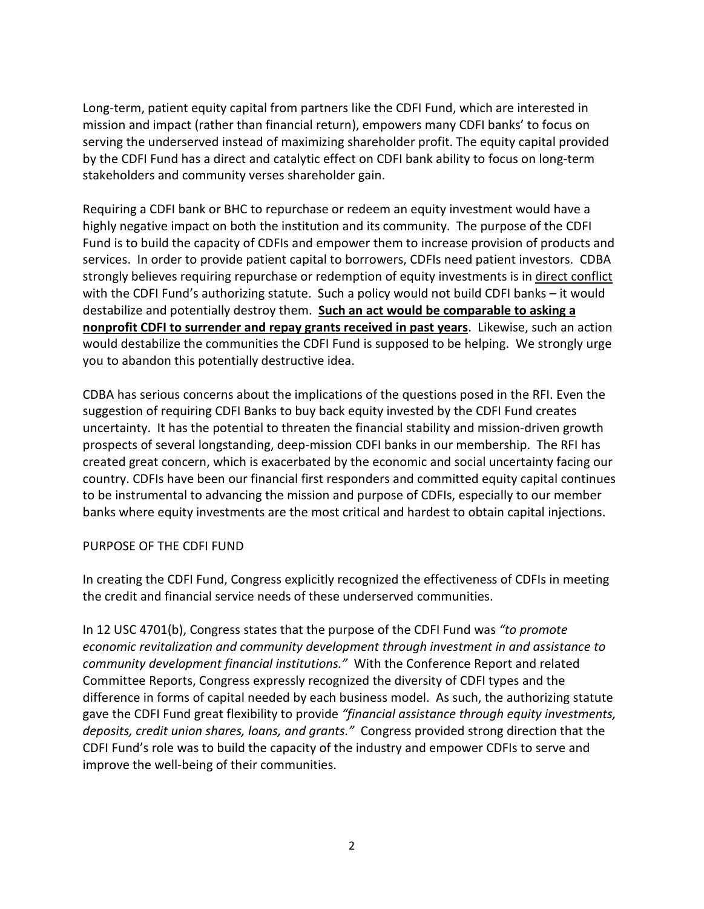Long-term, patient equity capital from partners like the CDFI Fund, which are interested in mission and impact (rather than financial return), empowers many CDFI banks' to focus on serving the underserved instead of maximizing shareholder profit. The equity capital provided by the CDFI Fund has a direct and catalytic effect on CDFI bank ability to focus on long-term stakeholders and community verses shareholder gain.

Requiring a CDFI bank or BHC to repurchase or redeem an equity investment would have a highly negative impact on both the institution and its community. The purpose of the CDFI Fund is to build the capacity of CDFIs and empower them to increase provision of products and services. In order to provide patient capital to borrowers, CDFIs need patient investors. CDBA strongly believes requiring repurchase or redemption of equity investments is in <u>direct conflict</u> with the CDFI Fund's authorizing statute. Such a policy would not build CDFI banks – it would destabilize and potentially destroy them. **<u>Such an act would be comparable to asking a nonprofit CDFI to surrender and repay grants received in past years</u>**. Likewise, such an action would destabilize the communities the CDFI Fund is supposed to be helping. We strongly urge you to abandon this potentially destructive idea.

CDBA has serious concerns about the implications of the questions posed in the RFI. Even the suggestion of requiring CDFI Banks to buy back equity invested by the CDFI Fund creates uncertainty. It has the potential to threaten the financial stability and mission-driven growth prospects of several longstanding, deep-mission CDFI banks in our membership. The RFI has created great concern, which is exacerbated by the economic and social uncertainty facing our country. CDFIs have been our financial first responders and committed equity capital continues to be instrumental to advancing the mission and purpose of CDFIs, especially to our member banks where equity investments are the most critical and hardest to obtain capital injections.

## PURPOSE OF THE CDFI FUND

In creating the CDFI Fund, Congress explicitly recognized the effectiveness of CDFIs in meeting the credit and financial service needs of these underserved communities.

In 12 USC 4701(b), Congress states that the purpose of the CDFI Fund was *"to promote economic revitalization and community development through investment in and assistance to community development financial institutions."* With the Conference Report and related Committee Reports, Congress expressly recognized the diversity of CDFI types and the difference in forms of capital needed by each business model. As such, the authorizing statute gave the CDFI Fund great flexibility to provide *"financial assistance through equity investments, deposits, credit union shares, loans, and grants."* Congress provided strong direction that the CDFI Fund's role was to build the capacity of the industry and empower CDFIs to serve and improve the well-being of their communities.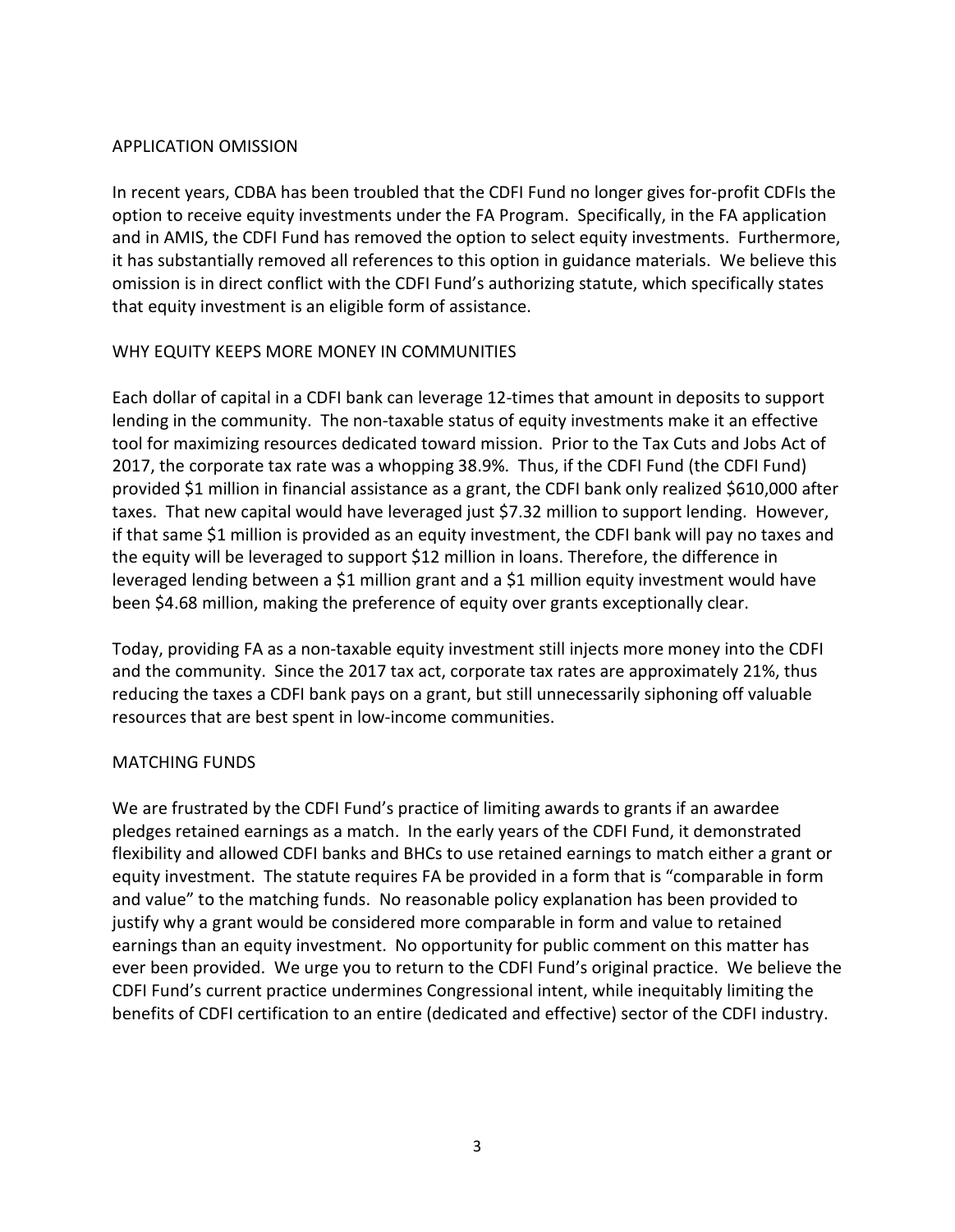## APPLICATION OMISSION

In recent years, CDBA has been troubled that the CDFI Fund no longer gives for-profit CDFIs the option to receive equity investments under the FA Program. Specifically, in the FA application and in AMIS, the CDFI Fund has removed the option to select equity investments. Furthermore, it has substantially removed all references to this option in guidance materials. We believe this omission is in direct conflict with the CDFI Fund's authorizing statute, which specifically states that equity investment is an eligible form of assistance.

## WHY EQUITY KEEPS MORE MONEY IN COMMUNITIES

Each dollar of capital in a CDFI bank can leverage 12-times that amount in deposits to support lending in the community. The non-taxable status of equity investments make it an effective tool for maximizing resources dedicated toward mission. Prior to the Tax Cuts and Jobs Act of 2017, the corporate tax rate was a whopping 38.9%. Thus, if the CDFI Fund (the CDFI Fund) provided \$1 million in financial assistance as a grant, the CDFI bank only realized \$610,000 after taxes. That new capital would have leveraged just \$7.32 million to support lending. However, if that same \$1 million is provided as an equity investment, the CDFI bank will pay no taxes and the equity will be leveraged to support \$12 million in loans. Therefore, the difference in leveraged lending between a \$1 million grant and a \$1 million equity investment would have been \$4.68 million, making the preference of equity over grants exceptionally clear.

Today, providing FA as a non-taxable equity investment still injects more money into the CDFI and the community. Since the 2017 tax act, corporate tax rates are approximately 21%, thus reducing the taxes a CDFI bank pays on a grant, but still unnecessarily siphoning off valuable resources that are best spent in low-income communities.

## MATCHING FUNDS

We are frustrated by the CDFI Fund's practice of limiting awards to grants if an awardee pledges retained earnings as a match. In the early years of the CDFI Fund, it demonstrated flexibility and allowed CDFI banks and BHCs to use retained earnings to match either a grant or equity investment. The statute requires FA be provided in a form that is "comparable in form and value" to the matching funds. No reasonable policy explanation has been provided to justify why a grant would be considered more comparable in form and value to retained earnings than an equity investment. No opportunity for public comment on this matter has ever been provided. We urge you to return to the CDFI Fund's original practice. We believe the CDFI Fund's current practice undermines Congressional intent, while inequitably limiting the benefits of CDFI certification to an entire (dedicated and effective) sector of the CDFI industry.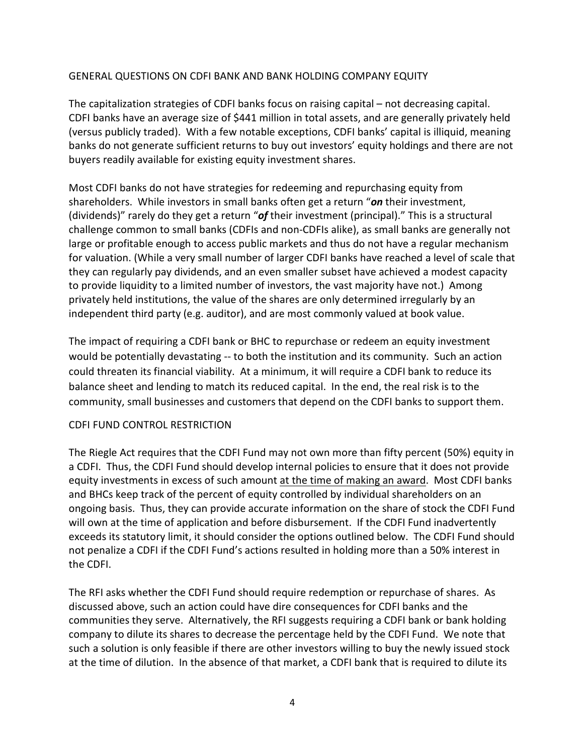## GENERAL QUESTIONS ON CDFI BANK AND BANK HOLDING COMPANY EQUITY

The capitalization strategies of CDFI banks focus on raising capital – not decreasing capital. CDFI banks have an average size of $441 million in total assets, and are generally privately held (versus publicly traded). With a few notable exceptions, CDFI banks' capital is illiquid, meaning banks do not generate sufficient returns to buy out investors' equity holdings and there are not buyers readily available for existing equity investment shares.

Most CDFI banks do not have strategies for redeeming and repurchasing equity from shareholders. While investors in small banks often get a return "***on*** their investment, (dividends)" rarely do they get a return "***of*** their investment (principal)." This is a structural challenge common to small banks (CDFIs and non-CDFIs alike), as small banks are generally not large or profitable enough to access public markets and thus do not have a regular mechanism for valuation. (While a very small number of larger CDFI banks have reached a level of scale that they can regularly pay dividends, and an even smaller subset have achieved a modest capacity to provide liquidity to a limited number of investors, the vast majority have not.) Among privately held institutions, the value of the shares are only determined irregularly by an independent third party (e.g. auditor), and are most commonly valued at book value.

The impact of requiring a CDFI bank or BHC to repurchase or redeem an equity investment would be potentially devastating -- to both the institution and its community. Such an action could threaten its financial viability. At a minimum, it will require a CDFI bank to reduce its balance sheet and lending to match its reduced capital. In the end, the real risk is to the community, small businesses and customers that depend on the CDFI banks to support them.

## CDFI FUND CONTROL RESTRICTION

The Riegle Act requires that the CDFI Fund may not own more than fifty percent (50%) equity in a CDFI. Thus, the CDFI Fund should develop internal policies to ensure that it does not provide equity investments in excess of such amount <u>at the time of making an award</u>. Most CDFI banks and BHCs keep track of the percent of equity controlled by individual shareholders on an ongoing basis. Thus, they can provide accurate information on the share of stock the CDFI Fund will own at the time of application and before disbursement. If the CDFI Fund inadvertently exceeds its statutory limit, it should consider the options outlined below. The CDFI Fund should not penalize a CDFI if the CDFI Fund's actions resulted in holding more than a 50% interest in the CDFI.

The RFI asks whether the CDFI Fund should require redemption or repurchase of shares. As discussed above, such an action could have dire consequences for CDFI banks and the communities they serve. Alternatively, the RFI suggests requiring a CDFI bank or bank holding company to dilute its shares to decrease the percentage held by the CDFI Fund. We note that such a solution is only feasible if there are other investors willing to buy the newly issued stock at the time of dilution. In the absence of that market, a CDFI bank that is required to dilute its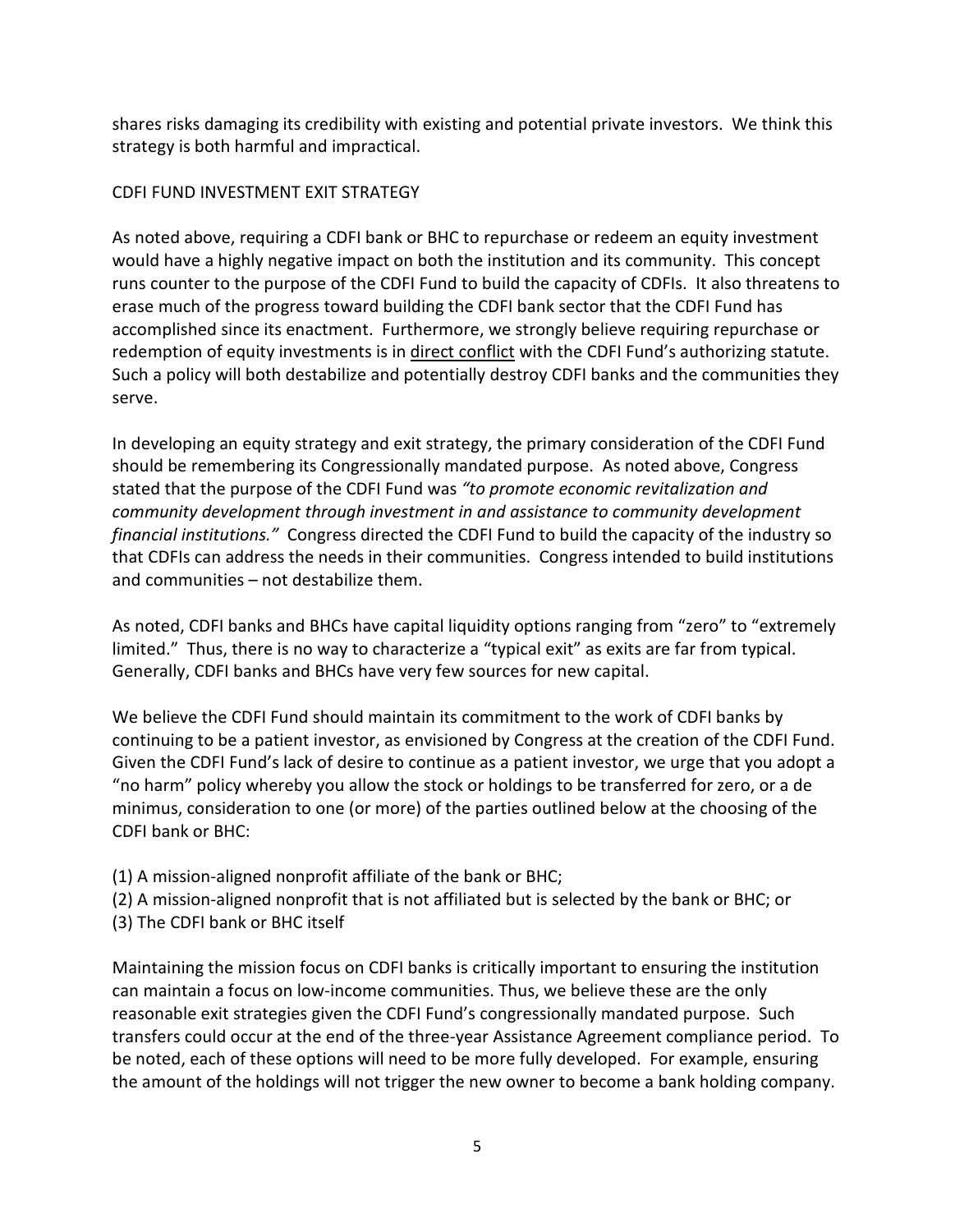shares risks damaging its credibility with existing and potential private investors. We think this strategy is both harmful and impractical.

## CDFI FUND INVESTMENT EXIT STRATEGY

As noted above, requiring a CDFI bank or BHC to repurchase or redeem an equity investment would have a highly negative impact on both the institution and its community. This concept runs counter to the purpose of the CDFI Fund to build the capacity of CDFIs. It also threatens to erase much of the progress toward building the CDFI bank sector that the CDFI Fund has accomplished since its enactment. Furthermore, we strongly believe requiring repurchase or redemption of equity investments is in <u>direct conflict</u> with the CDFI Fund's authorizing statute. Such a policy will both destabilize and potentially destroy CDFI banks and the communities they serve.

In developing an equity strategy and exit strategy, the primary consideration of the CDFI Fund should be remembering its Congressionally mandated purpose. As noted above, Congress stated that the purpose of the CDFI Fund was *"to promote economic revitalization and community development through investment in and assistance to community development financial institutions."* Congress directed the CDFI Fund to build the capacity of the industry so that CDFIs can address the needs in their communities. Congress intended to build institutions and communities – not destabilize them.

As noted, CDFI banks and BHCs have capital liquidity options ranging from "zero" to "extremely limited." Thus, there is no way to characterize a "typical exit" as exits are far from typical. Generally, CDFI banks and BHCs have very few sources for new capital.

We believe the CDFI Fund should maintain its commitment to the work of CDFI banks by continuing to be a patient investor, as envisioned by Congress at the creation of the CDFI Fund. Given the CDFI Fund's lack of desire to continue as a patient investor, we urge that you adopt a "no harm" policy whereby you allow the stock or holdings to be transferred for zero, or a de minimus, consideration to one (or more) of the parties outlined below at the choosing of the CDFI bank or BHC:

(1) A mission-aligned nonprofit affiliate of the bank or BHC;
(2) A mission-aligned nonprofit that is not affiliated but is selected by the bank or BHC; or
(3) The CDFI bank or BHC itself

Maintaining the mission focus on CDFI banks is critically important to ensuring the institution can maintain a focus on low-income communities. Thus, we believe these are the only reasonable exit strategies given the CDFI Fund's congressionally mandated purpose. Such transfers could occur at the end of the three-year Assistance Agreement compliance period. To be noted, each of these options will need to be more fully developed. For example, ensuring the amount of the holdings will not trigger the new owner to become a bank holding company.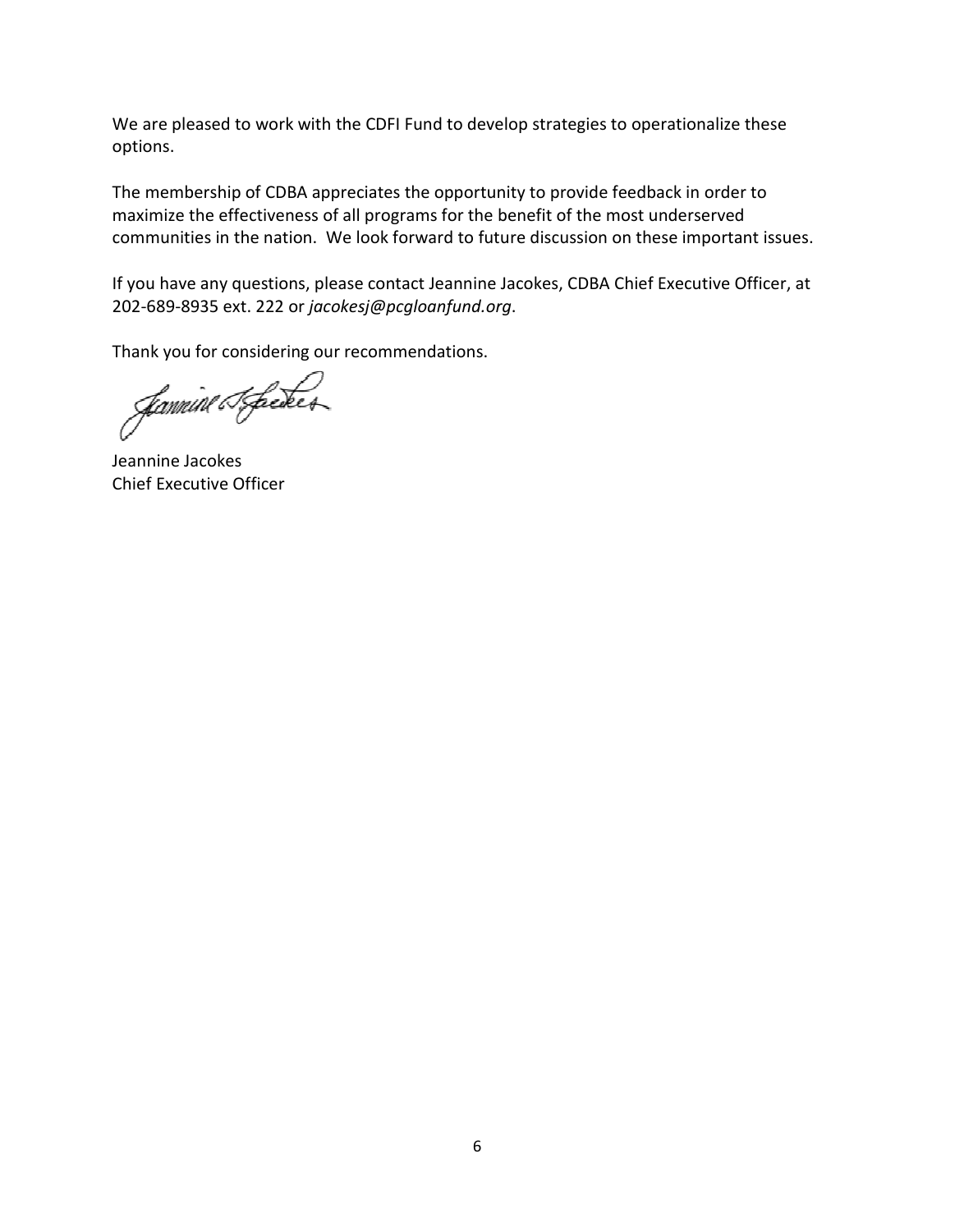We are pleased to work with the CDFI Fund to develop strategies to operationalize these options.

The membership of CDBA appreciates the opportunity to provide feedback in order to maximize the effectiveness of all programs for the benefit of the most underserved communities in the nation. We look forward to future discussion on these important issues.

If you have any questions, please contact Jeannine Jacokes, CDBA Chief Executive Officer, at 202-689-8935 ext. 222 or *jacokesj@pcgloanfund.org*.

Thank you for considering our recommendations.

Jeannine Jacokes
Chief Executive Officer